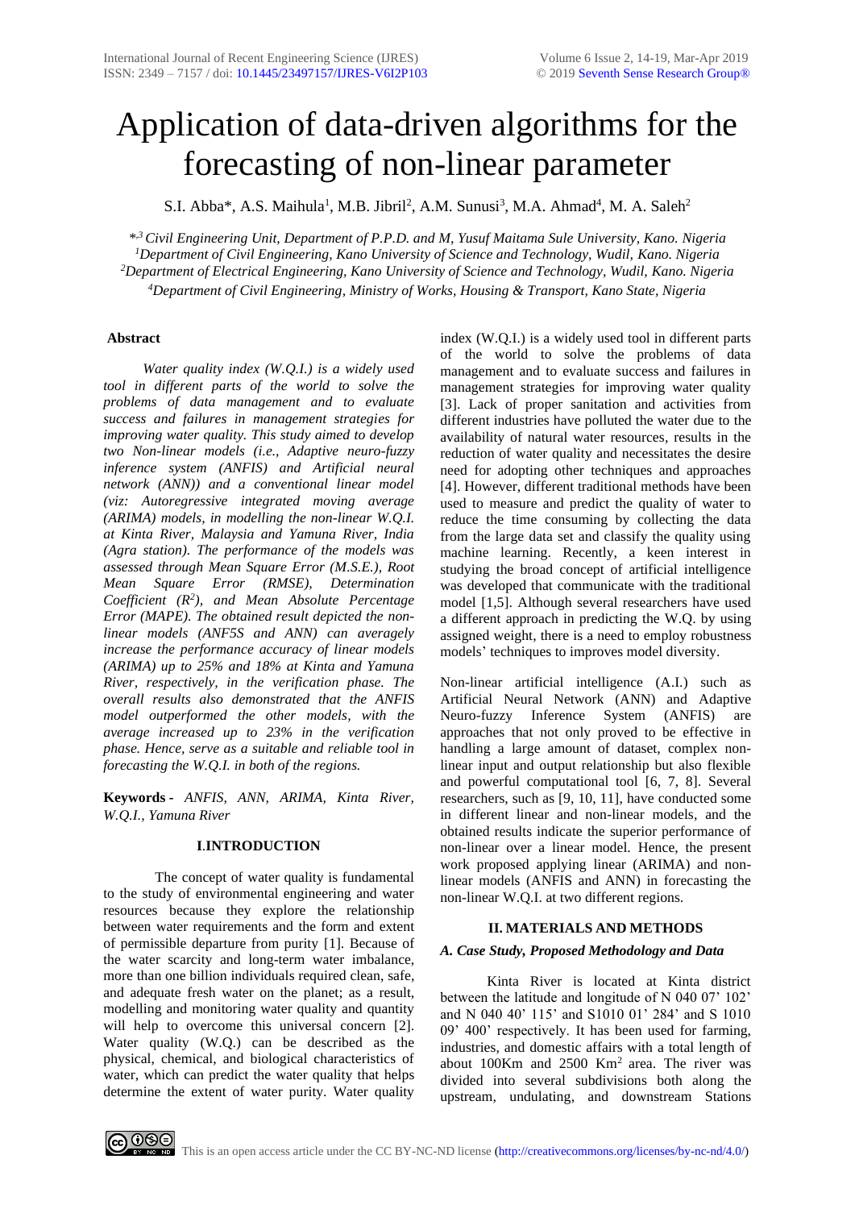// Title

# Application of data-driven algorithms for the forecasting of non-linear parameter

S.I. Abba*, A.S. Maihula[1], M.B. Jibril[2], A.M. Sunusi[3], M.A. Ahmad[4], M. A. Saleh[2]

*[*,3] Civil Engineering Unit, Department of P.P.D. and M, Yusuf Maitama Sule University, Kano. Nigeria*
*[1]Department of Civil Engineering, Kano University of Science and Technology, Wudil, Kano. Nigeria*
*[2]Department of Electrical Engineering, Kano University of Science and Technology, Wudil, Kano. Nigeria*
*[4]Department of Civil Engineering, Ministry of Works, Housing & Transport, Kano State, Nigeria*

## Abstract

*Water quality index (W.Q.I.) is a widely used tool in different parts of the world to solve the problems of data management and to evaluate success and failures in management strategies for improving water quality. This study aimed to develop two Non-linear models (i.e., Adaptive neuro-fuzzy inference system (ANFIS) and Artificial neural network (ANN)) and a conventional linear model (viz: Autoregressive integrated moving average (ARIMA) models, in modelling the non-linear W.Q.I. at Kinta River, Malaysia and Yamuna River, India (Agra station). The performance of the models was assessed through Mean Square Error (M.S.E.), Root Mean Square Error (RMSE), Determination Coefficient ($R^2$), and Mean Absolute Percentage Error (MAPE). The obtained result depicted the non-linear models (ANF5S and ANN) can averagely increase the performance accuracy of linear models (ARIMA) up to 25% and 18% at Kinta and Yamuna River, respectively, in the verification phase. The overall results also demonstrated that the ANFIS model outperformed the other models, with the average increased up to 23% in the verification phase. Hence, serve as a suitable and reliable tool in forecasting the W.Q.I. in both of the regions.*

**Keywords -** *ANFIS, ANN, ARIMA, Kinta River, W.Q.I., Yamuna River*

## I.INTRODUCTION

The concept of water quality is fundamental to the study of environmental engineering and water resources because they explore the relationship between water requirements and the form and extent of permissible departure from purity [1]. Because of the water scarcity and long-term water imbalance, more than one billion individuals required clean, safe, and adequate fresh water on the planet; as a result, modelling and monitoring water quality and quantity will help to overcome this universal concern [2]. Water quality (W.Q.) can be described as the physical, chemical, and biological characteristics of water, which can predict the water quality that helps determine the extent of water purity. Water quality index (W.Q.I.) is a widely used tool in different parts of the world to solve the problems of data management and to evaluate success and failures in management strategies for improving water quality [3]. Lack of proper sanitation and activities from different industries have polluted the water due to the availability of natural water resources, results in the reduction of water quality and necessitates the desire need for adopting other techniques and approaches [4]. However, different traditional methods have been used to measure and predict the quality of water to reduce the time consuming by collecting the data from the large data set and classify the quality using machine learning. Recently, a keen interest in studying the broad concept of artificial intelligence was developed that communicate with the traditional model [1,5]. Although several researchers have used a different approach in predicting the W.Q. by using assigned weight, there is a need to employ robustness models' techniques to improves model diversity.

Non-linear artificial intelligence (A.I.) such as Artificial Neural Network (ANN) and Adaptive Neuro-fuzzy Inference System (ANFIS) are approaches that not only proved to be effective in handling a large amount of dataset, complex non-linear input and output relationship but also flexible and powerful computational tool [6, 7, 8]. Several researchers, such as [9, 10, 11], have conducted some in different linear and non-linear models, and the obtained results indicate the superior performance of non-linear over a linear model. Hence, the present work proposed applying linear (ARIMA) and non-linear models (ANFIS and ANN) in forecasting the non-linear W.Q.I. at two different regions.

## II. MATERIALS AND METHODS

### *A. Case Study, Proposed Methodology and Data*

Kinta River is located at Kinta district between the latitude and longitude of N 040 07' 102' and N 040 40' 115' and S1010 01' 284' and S 1010 09' 400' respectively. It has been used for farming, industries, and domestic affairs with a total length of about 100Km and 2500 Km² area. The river was divided into several subdivisions both along the upstream, undulating, and downstream Stations

This is an open access article under the CC BY-NC-ND license (http://creativecommons.org/licenses/by-nc-nd/4.0/)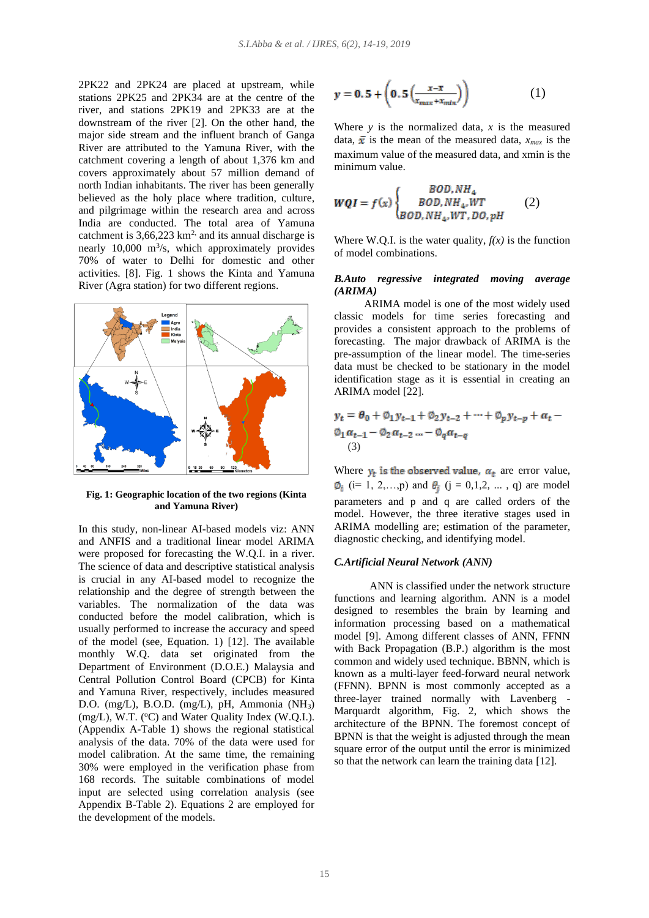2PK22 and 2PK24 are placed at upstream, while stations 2PK25 and 2PK34 are at the centre of the river, and stations 2PK19 and 2PK33 are at the downstream of the river [2]. On the other hand, the major side stream and the influent branch of Ganga River are attributed to the Yamuna River, with the catchment covering a length of about 1,376 km and covers approximately about 57 million demand of north Indian inhabitants. The river has been generally believed as the holy place where tradition, culture, and pilgrimage within the research area and across India are conducted. The total area of Yamuna catchment is 3,66,223 km$^2$, and its annual discharge is nearly 10,000 m$^3$/s, which approximately provides 70% of water to Delhi for domestic and other activities. [8]. Fig. 1 shows the Kinta and Yamuna River (Agra station) for two different regions.

**Fig. 1: Geographic location of the two regions (Kinta and Yamuna River)**

In this study, non-linear AI-based models viz: ANN and ANFIS and a traditional linear model ARIMA were proposed for forecasting the W.Q.I. in a river. The science of data and descriptive statistical analysis is crucial in any AI-based model to recognize the relationship and the degree of strength between the variables. The normalization of the data was conducted before the model calibration, which is usually performed to increase the accuracy and speed of the model (see, Equation. 1) [12]. The available monthly W.Q. data set originated from the Department of Environment (D.O.E.) Malaysia and Central Pollution Control Board (CPCB) for Kinta and Yamuna River, respectively, includes measured D.O. (mg/L), B.O.D. (mg/L), pH, Ammonia ($NH_3$) (mg/L), W.T. ($^{o}$C) and Water Quality Index (W.Q.I.). (Appendix A-Table 1) shows the regional statistical analysis of the data. 70% of the data were used for model calibration. At the same time, the remaining 30% were employed in the verification phase from 168 records. The suitable combinations of model input are selected using correlation analysis (see Appendix B-Table 2). Equations 2 are employed for the development of the models.

$$y = 0.5 + \left(0.5\left(\frac{x-\bar{x}}{x_{max}+x_{min}}\right)\right) \tag{1}$$

Where $y$ is the normalized data, $x$ is the measured data, $\bar{x}$ is the mean of the measured data, $x_{max}$ is the maximum value of the measured data, and xmin is the minimum value.

$$WQI = f(x)\begin{cases} BOD, NH_4 \\ BOD, NH_4, WT \\ BOD, NH_4, WT, DO, pH \end{cases} \tag{2}$$

Where W.Q.I. is the water quality, $f(x)$ is the function of model combinations.

### *B.Auto regressive integrated moving average (ARIMA)*

ARIMA model is one of the most widely used classic models for time series forecasting and provides a consistent approach to the problems of forecasting. The major drawback of ARIMA is the pre-assumption of the linear model. The time-series data must be checked to be stationary in the model identification stage as it is essential in creating an ARIMA model [22].

$$y_t = \theta_0 + \emptyset_1 y_{t-1} + \emptyset_2 y_{t-2} + \cdots + \emptyset_p y_{t-p} + \alpha_t - \emptyset_1 \alpha_{t-1} - \emptyset_2 \alpha_{t-2} \cdots - \emptyset_q \alpha_{t-q} \tag{3}$$

Where $y_t$ is the observed value, $\alpha_t$ are error value, $\emptyset_i$ (i= 1, 2,…,p) and $\theta_j$ (j = 0,1,2, ... , q) are model parameters and p and q are called orders of the model. However, the three iterative stages used in ARIMA modelling are; estimation of the parameter, diagnostic checking, and identifying model.

### *C.Artificial Neural Network (ANN)*

ANN is classified under the network structure functions and learning algorithm. ANN is a model designed to resembles the brain by learning and information processing based on a mathematical model [9]. Among different classes of ANN, FFNN with Back Propagation (B.P.) algorithm is the most common and widely used technique. BBNN, which is known as a multi-layer feed-forward neural network (FFNN). BPNN is most commonly accepted as a three-layer trained normally with Lavenberg - Marquardt algorithm, Fig. 2, which shows the architecture of the BPNN. The foremost concept of BPNN is that the weight is adjusted through the mean square error of the output until the error is minimized so that the network can learn the training data [12].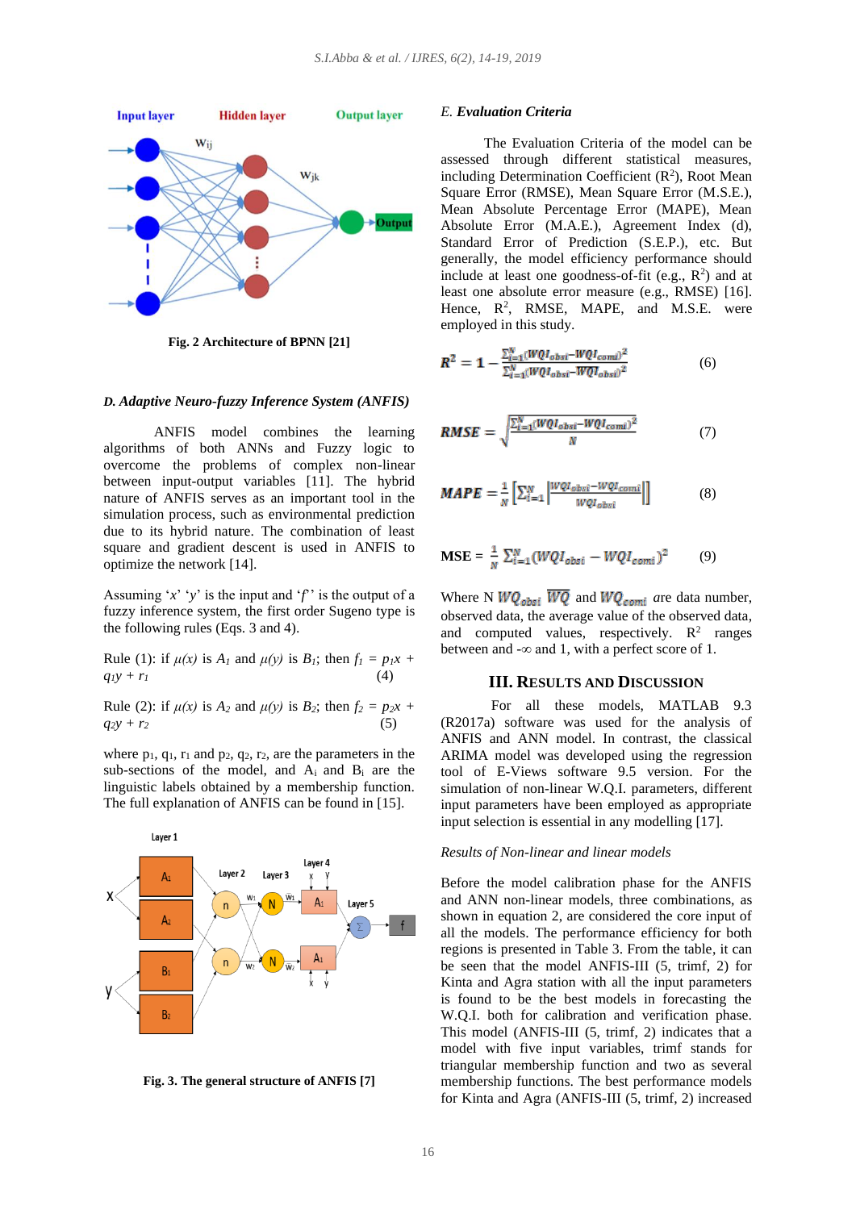Fig. 2 Architecture of BPNN [21]

### D. Adaptive Neuro-fuzzy Inference System (ANFIS)

ANFIS model combines the learning algorithms of both ANNs and Fuzzy logic to overcome the problems of complex non-linear between input-output variables [11]. The hybrid nature of ANFIS serves as an important tool in the simulation process, such as environmental prediction due to its hybrid nature. The combination of least square and gradient descent is used in ANFIS to optimize the network [14].

Assuming '*x*' '*y*' is the input and '*f*' is the output of a fuzzy inference system, the first order Sugeno type is the following rules (Eqs. 3 and 4).

Rule (1): if $\mu(x)$ is $A_1$ and $\mu(y)$ is $B_1$; then $f_1 = p_1x + q_1y + r_1$ (4)

Rule (2): if $\mu(x)$ is $A_2$ and $\mu(y)$ is $B_2$; then $f_2 = p_2x + q_2y + r_2$ (5)

where $p_1$, $q_1$, $r_1$ and $p_2$, $q_2$, $r_2$, are the parameters in the sub-sections of the model, and $A_i$ and $B_i$ are the linguistic labels obtained by a membership function. The full explanation of ANFIS can be found in [15].

Fig. 3. The general structure of ANFIS [7]

### E. Evaluation Criteria

The Evaluation Criteria of the model can be assessed through different statistical measures, including Determination Coefficient ($R^2$), Root Mean Square Error (RMSE), Mean Square Error (M.S.E.), Mean Absolute Percentage Error (MAPE), Mean Absolute Error (M.A.E.), Agreement Index (d), Standard Error of Prediction (S.E.P.), etc. But generally, the model efficiency performance should include at least one goodness-of-fit (e.g., $R^2$) and at least one absolute error measure (e.g., RMSE) [16]. Hence, $R^2$, RMSE, MAPE, and M.S.E. were employed in this study.

$$R^2 = 1 - \frac{\sum_{i=1}^{N}(WQI_{obsi} - WQI_{comi})^2}{\sum_{i=1}^{N}(WQI_{obsi} - \overline{WQI}_{obsi})^2} \quad (6)$$

$$RMSE = \sqrt{\frac{\sum_{i=1}^{N}(WQI_{obsi} - WQI_{comi})^2}{N}} \quad (7)$$

$$MAPE = \frac{1}{N}\left[\sum_{i=1}^{N}\left|\frac{WQI_{obsi} - WQI_{comi}}{WQI_{obsi}}\right|\right] \quad (8)$$

$$MSE = \frac{1}{N}\sum_{i=1}^{N}(WQI_{obsi} - WQI_{comi})^2 \quad (9)$$

Where N $WQ_{obsi}$ $\overline{WQ}$ and $WQ_{comi}$ are data number, observed data, the average value of the observed data, and computed values, respectively. $R^2$ ranges between and $-\infty$ and 1, with a perfect score of 1.

## III. Results and Discussion

For all these models, MATLAB 9.3 (R2017a) software was used for the analysis of ANFIS and ANN model. In contrast, the classical ARIMA model was developed using the regression tool of E-Views software 9.5 version. For the simulation of non-linear W.Q.I. parameters, different input parameters have been employed as appropriate input selection is essential in any modelling [17].

*Results of Non-linear and linear models*

Before the model calibration phase for the ANFIS and ANN non-linear models, three combinations, as shown in equation 2, are considered the core input of all the models. The performance efficiency for both regions is presented in Table 3. From the table, it can be seen that the model ANFIS-III (5, trimf, 2) for Kinta and Agra station with all the input parameters is found to be the best models in forecasting the W.Q.I. both for calibration and verification phase. This model (ANFIS-III (5, trimf, 2) indicates that a model with five input variables, trimf stands for triangular membership function and two as several membership functions. The best performance models for Kinta and Agra (ANFIS-III (5, trimf, 2) increased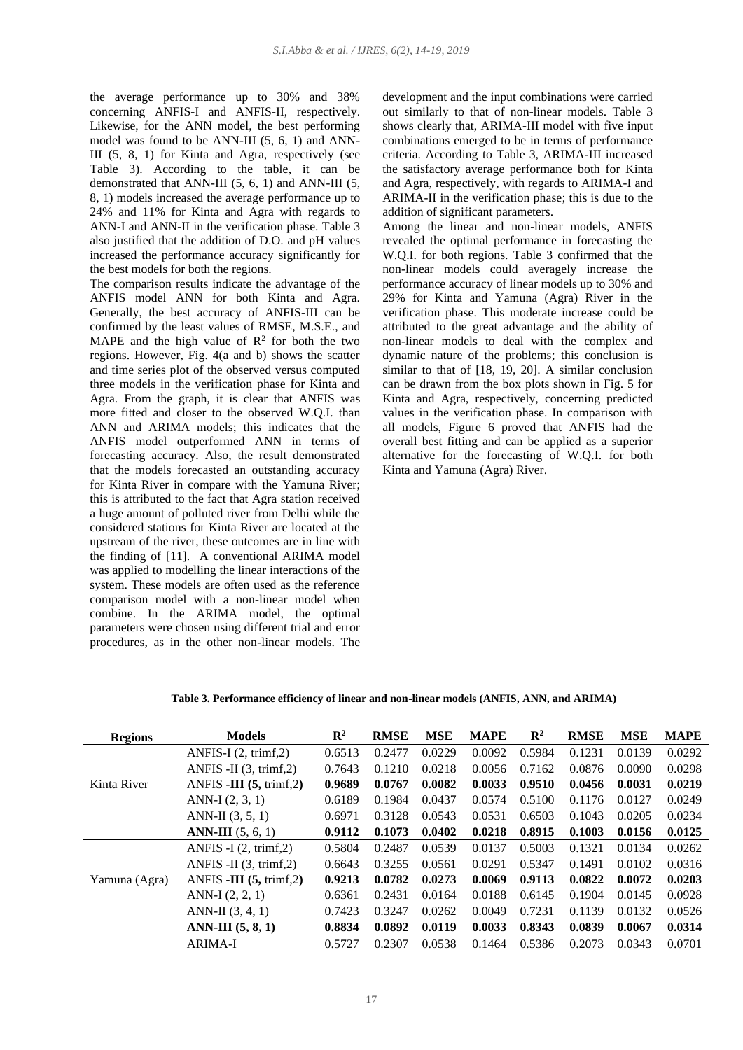the average performance up to 30% and 38% concerning ANFIS-I and ANFIS-II, respectively. Likewise, for the ANN model, the best performing model was found to be ANN-III (5, 6, 1) and ANN-III (5, 8, 1) for Kinta and Agra, respectively (see Table 3). According to the table, it can be demonstrated that ANN-III (5, 6, 1) and ANN-III (5, 8, 1) models increased the average performance up to 24% and 11% for Kinta and Agra with regards to ANN-I and ANN-II in the verification phase. Table 3 also justified that the addition of D.O. and pH values increased the performance accuracy significantly for the best models for both the regions.

The comparison results indicate the advantage of the ANFIS model ANN for both Kinta and Agra. Generally, the best accuracy of ANFIS-III can be confirmed by the least values of RMSE, M.S.E., and MAPE and the high value of $R^2$ for both the two regions. However, Fig. 4(a and b) shows the scatter and time series plot of the observed versus computed three models in the verification phase for Kinta and Agra. From the graph, it is clear that ANFIS was more fitted and closer to the observed W.Q.I. than ANN and ARIMA models; this indicates that the ANFIS model outperformed ANN in terms of forecasting accuracy. Also, the result demonstrated that the models forecasted an outstanding accuracy for Kinta River in compare with the Yamuna River; this is attributed to the fact that Agra station received a huge amount of polluted river from Delhi while the considered stations for Kinta River are located at the upstream of the river, these outcomes are in line with the finding of [11]. A conventional ARIMA model was applied to modelling the linear interactions of the system. These models are often used as the reference comparison model with a non-linear model when combine. In the ARIMA model, the optimal parameters were chosen using different trial and error procedures, as in the other non-linear models. The development and the input combinations were carried out similarly to that of non-linear models. Table 3 shows clearly that, ARIMA-III model with five input combinations emerged to be in terms of performance criteria. According to Table 3, ARIMA-III increased the satisfactory average performance both for Kinta and Agra, respectively, with regards to ARIMA-I and ARIMA-II in the verification phase; this is due to the addition of significant parameters.

Among the linear and non-linear models, ANFIS revealed the optimal performance in forecasting the W.Q.I. for both regions. Table 3 confirmed that the non-linear models could averagely increase the performance accuracy of linear models up to 30% and 29% for Kinta and Yamuna (Agra) River in the verification phase. This moderate increase could be attributed to the great advantage and the ability of non-linear models to deal with the complex and dynamic nature of the problems; this conclusion is similar to that of [18, 19, 20]. A similar conclusion can be drawn from the box plots shown in Fig. 5 for Kinta and Agra, respectively, concerning predicted values in the verification phase. In comparison with all models, Figure 6 proved that ANFIS had the overall best fitting and can be applied as a superior alternative for the forecasting of W.Q.I. for both Kinta and Yamuna (Agra) River.

**Table 3. Performance efficiency of linear and non-linear models (ANFIS, ANN, and ARIMA)**

| Regions | Models | $R^2$ | RMSE | MSE | MAPE | $R^2$ | RMSE | MSE | MAPE |
|---|---|---|---|---|---|---|---|---|---|
| Kinta River | ANFIS-I (2, trimf,2) | 0.6513 | 0.2477 | 0.0229 | 0.0092 | 0.5984 | 0.1231 | 0.0139 | 0.0292 |
| | ANFIS -II (3, trimf,2) | 0.7643 | 0.1210 | 0.0218 | 0.0056 | 0.7162 | 0.0876 | 0.0090 | 0.0298 |
| | ANFIS **-III (5,** trimf,2**)** | **0.9689** | **0.0767** | **0.0082** | **0.0033** | **0.9510** | **0.0456** | **0.0031** | **0.0219** |
| | ANN-I (2, 3, 1) | 0.6189 | 0.1984 | 0.0437 | 0.0574 | 0.5100 | 0.1176 | 0.0127 | 0.0249 |
| | ANN-II (3, 5, 1) | 0.6971 | 0.3128 | 0.0543 | 0.0531 | 0.6503 | 0.1043 | 0.0205 | 0.0234 |
| | **ANN-III** (5, 6, 1) | **0.9112** | **0.1073** | **0.0402** | **0.0218** | **0.8915** | **0.1003** | **0.0156** | **0.0125** |
| Yamuna (Agra) | ANFIS -I (2, trimf,2) | 0.5804 | 0.2487 | 0.0539 | 0.0137 | 0.5003 | 0.1321 | 0.0134 | 0.0262 |
| | ANFIS -II (3, trimf,2) | 0.6643 | 0.3255 | 0.0561 | 0.0291 | 0.5347 | 0.1491 | 0.0102 | 0.0316 |
| | ANFIS **-III (5,** trimf,2**)** | **0.9213** | **0.0782** | **0.0273** | **0.0069** | **0.9113** | **0.0822** | **0.0072** | **0.0203** |
| | ANN-I (2, 2, 1) | 0.6361 | 0.2431 | 0.0164 | 0.0188 | 0.6145 | 0.1904 | 0.0145 | 0.0928 |
| | ANN-II (3, 4, 1) | 0.7423 | 0.3247 | 0.0262 | 0.0049 | 0.7231 | 0.1139 | 0.0132 | 0.0526 |
| | **ANN-III (5, 8, 1)** | **0.8834** | **0.0892** | **0.0119** | **0.0033** | **0.8343** | **0.0839** | **0.0067** | **0.0314** |
| | ARIMA-I | 0.5727 | 0.2307 | 0.0538 | 0.1464 | 0.5386 | 0.2073 | 0.0343 | 0.0701 |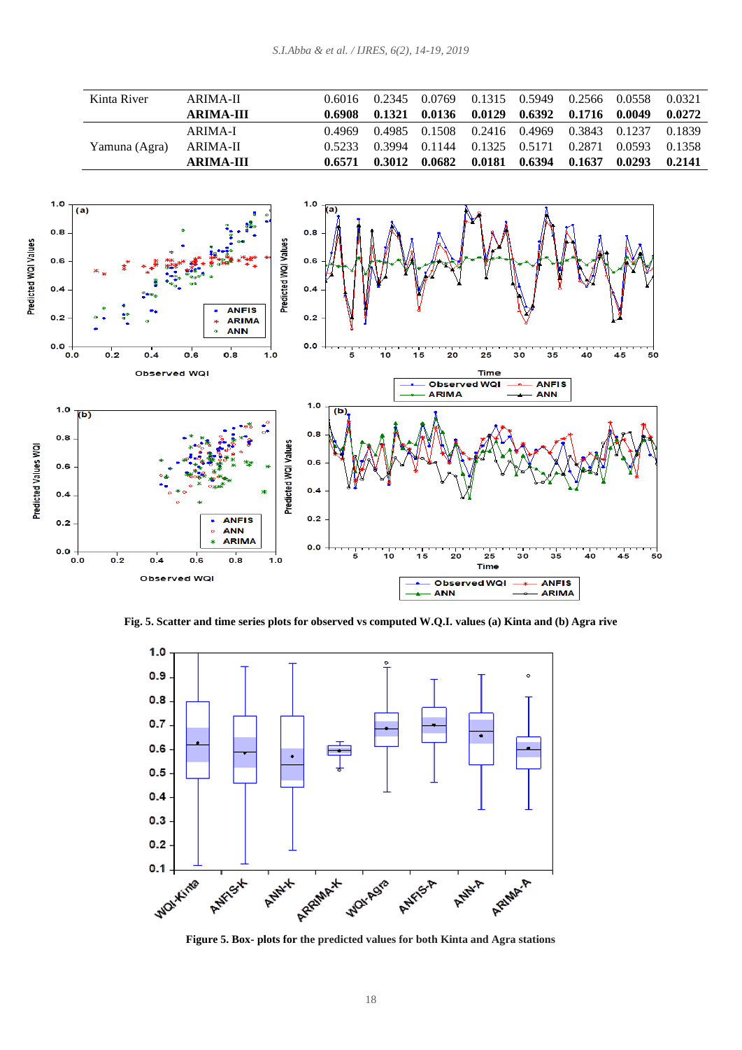| | | | | | | | | | |
|---|---|---|---|---|---|---|---|---|---|
| Kinta River | ARIMA-II | 0.6016 | 0.2345 | 0.0769 | 0.1315 | 0.5949 | 0.2566 | 0.0558 | 0.0321 |
| | **ARIMA-III** | **0.6908** | **0.1321** | **0.0136** | **0.0129** | **0.6392** | **0.1716** | **0.0049** | **0.0272** |
| Yamuna (Agra) | ARIMA-I | 0.4969 | 0.4985 | 0.1508 | 0.2416 | 0.4969 | 0.3843 | 0.1237 | 0.1839 |
| | ARIMA-II | 0.5233 | 0.3994 | 0.1144 | 0.1325 | 0.5171 | 0.2871 | 0.0593 | 0.1358 |
| | **ARIMA-III** | **0.6571** | **0.3012** | **0.0682** | **0.0181** | **0.6394** | **0.1637** | **0.0293** | **0.2141** |

**Fig. 5. Scatter and time series plots for observed vs computed W.Q.I. values (a) Kinta and (b) Agra rive**

**Figure 5. Box- plots for the predicted values for both Kinta and Agra stations**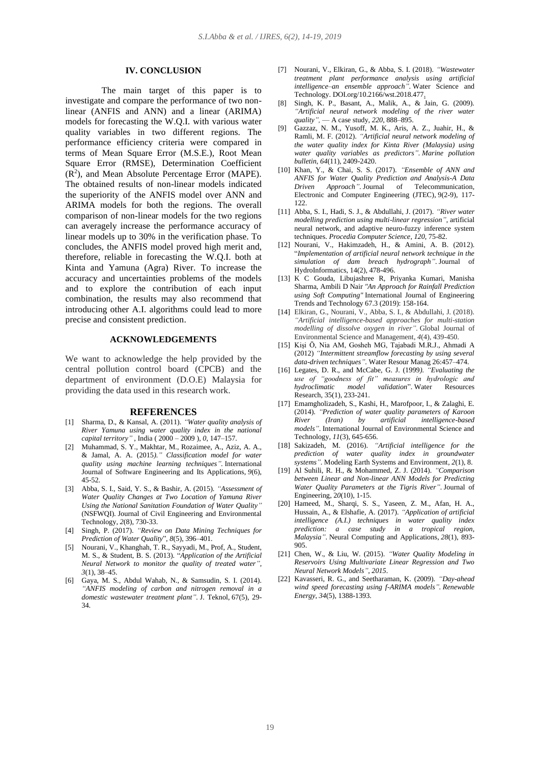## IV. CONCLUSION

The main target of this paper is to investigate and compare the performance of two non-linear (ANFIS and ANN) and a linear (ARIMA) models for forecasting the W.Q.I. with various water quality variables in two different regions. The performance efficiency criteria were compared in terms of Mean Square Error (M.S.E.), Root Mean Square Error (RMSE), Determination Coefficient ($R^2$), and Mean Absolute Percentage Error (MAPE). The obtained results of non-linear models indicated the superiority of the ANFIS model over ANN and ARIMA models for both the regions. The overall comparison of non-linear models for the two regions can averagely increase the performance accuracy of linear models up to 30% in the verification phase. To concludes, the ANFIS model proved high merit and, therefore, reliable in forecasting the W.Q.I. both at Kinta and Yamuna (Agra) River. To increase the accuracy and uncertainties problems of the models and to explore the contribution of each input combination, the results may also recommend that introducing other A.I. algorithms could lead to more precise and consistent prediction.

## ACKNOWLEDGEMENTS

We want to acknowledge the help provided by the central pollution control board (CPCB) and the department of environment (D.O.E) Malaysia for providing the data used in this research work.

## REFERENCES

[1] Sharma, D., & Kansal, A. (2011). *"Water quality analysis of River Yamuna using water quality index in the national capital territory"* , India ( 2000 – 2009 ), *0*, 147–157.

[2] Muhammad, S. Y., Makhtar, M., Rozaimee, A., Aziz, A. A., & Jamal, A. A. (2015*)." Classification model for water quality using machine learning techniques"*. International Journal of Software Engineering and Its Applications, *9*(6), 45-52.

[3] Abba, S. I., Said, Y. S., & Bashir, A. (2015). *"Assessment of Water Quality Changes at Two Location of Yamuna River Using the National Sanitation Foundation of Water Quality"* (NSFWQI). Journal of Civil Engineering and Environmental Technology, *2*(8), 730-33.

[4] Singh, P. (2017). *"Review on Data Mining Techniques for Prediction of Water Quality*", *8*(5), 396–401.

[5] Nourani, V., Khanghah, T. R., Sayyadi, M., Prof, A., Student, M. S., & Student, B. S. (2013). "*Application of the Artificial Neural Network to monitor the quality of treated water"*, *3*(1), 38–45.

[6] Gaya, M. S., Abdul Wahab, N., & Samsudin, S. I. (2014). *"ANFIS modeling of carbon and nitrogen removal in a domestic wastewater treatment plant"*. J. Teknol, 67(5), 29-34.

[7] Nourani, V., Elkiran, G., & Abba, S. I. (2018). *"Wastewater treatment plant performance analysis using artificial intelligence–an ensemble approach"*. Water Science and Technology. DOI.org/10.2166/wst.2018.477.

[8] Singh, K. P., Basant, A., Malik, A., & Jain, G. (2009). *"Artificial neural network modeling of the river water quality",* — A case study, *220*, 888–895.

[9] Gazzaz, N. M., Yusoff, M. K., Aris, A. Z., Juahir, H., & Ramli, M. F. (2012). *"Artificial neural network modeling of the water quality index for Kinta River (Malaysia) using water quality variables as predictors"*. *Marine pollution bulletin*, *64*(11), 2409-2420.

[10] Khan, Y., & Chai, S. S. (2017). *"Ensemble of ANN and ANFIS for Water Quality Prediction and Analysis-A Data Driven Approach"*. Journal of Telecommunication, Electronic and Computer Engineering (JTEC), 9(2-9), 117-122.

[11] Abba, S. I., Hadi, S. J., & Abdullahi, J. (2017). *"River water modelling prediction using multi-linear regression"*, artificial neural network, and adaptive neuro-fuzzy inference system techniques. *Procedia Computer Science*, *120*, 75-82.

[12] Nourani, V., Hakimzadeh, H., & Amini, A. B. (2012). "*Implementation of artificial neural network technique in the simulation of dam breach hydrograph"*. Journal of HydroInformatics, 14(2), 478-496.

[13] K C Gouda, Libujashree R, Priyanka Kumari, Manisha Sharma, Ambili D Nair *"An Approach for Rainfall Prediction using Soft Computing"* International Journal of Engineering Trends and Technology 67.3 (2019): 158-164.

[14] Elkiran, G., Nourani, V., Abba, S. I., & Abdullahi, J. (2018). *"Artificial intelligence-based approaches for multi-station modelling of dissolve oxygen in river"*. Global Journal of Environmental Science and Management, *4*(4), 439-450.

[15] Kişi Ö, Nia AM, Gosheh MG, Tajabadi M.R.J., Ahmadi A (2012) *"Intermittent streamflow forecasting by using several data-driven techniques"*. Water Resour Manag 26:457–474.

[16] Legates, D. R., and McCabe, G. J. (1999*)*. *"Evaluating the use of "goodness of fit" measures in hydrologic and hydroclimatic model validation*". Water Resources Research, 35(1), 233-241.

[17] Emamgholizadeh, S., Kashi, H., Marofpoor, I., & Zalaghi, E. (2014). *"Prediction of water quality parameters of Karoon River (Iran) by artificial intelligence-based models"*. International Journal of Environmental Science and Technology, *11*(3), 645-656.

[18] Sakizadeh, M. (2016). *"Artificial intelligence for the prediction of water quality index in groundwater systems"*. Modeling Earth Systems and Environment, *2*(1), 8.

[19] Al Suhili, R. H., & Mohammed, Z. J. (2014). *"Comparison between Linear and Non-linear ANN Models for Predicting Water Quality Parameters at the Tigris River"*. Journal of Engineering, *20*(10), 1-15.

[20] Hameed, M., Sharqi, S. S., Yaseen, Z. M., Afan, H. A., Hussain, A., & Elshafie, A. (2017). *"Application of artificial intelligence (A.I.) techniques in water quality index prediction: a case study in a tropical region, Malaysia"*. Neural Computing and Applications, *28*(1), 893-905.

[21] Chen, W., & Liu, W. (2015). *"Water Quality Modeling in Reservoirs Using Multivariate Linear Regression and Two Neural Network Models"*, *2015*.

[22] Kavasseri, R. G., and Seetharaman, K. (2009). *"Day-ahead wind speed forecasting using f-ARIMA models"*. *Renewable Energy*, *34*(5), 1388-1393.